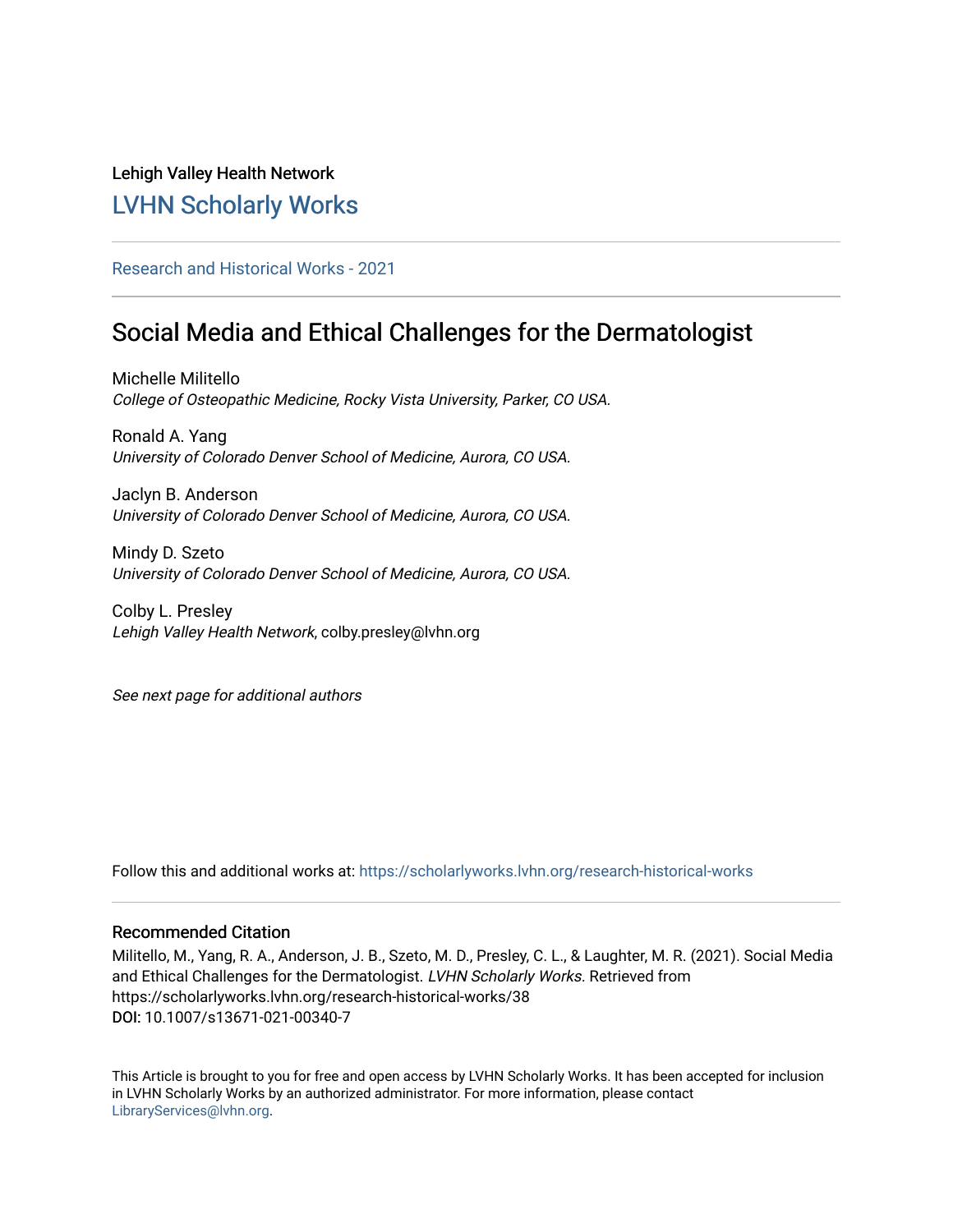Lehigh Valley Health Network

# LVHN Scholarly Works

Research and Historical Works - 2021

## Social Media and Ethical Challenges for the Dermatologist

Michelle Militello
*College of Osteopathic Medicine, Rocky Vista University, Parker, CO USA.*

Ronald A. Yang
*University of Colorado Denver School of Medicine, Aurora, CO USA.*

Jaclyn B. Anderson
*University of Colorado Denver School of Medicine, Aurora, CO USA.*

Mindy D. Szeto
*University of Colorado Denver School of Medicine, Aurora, CO USA.*

Colby L. Presley
*Lehigh Valley Health Network*, colby.presley@lvhn.org

*See next page for additional authors*

Follow this and additional works at: https://scholarlyworks.lvhn.org/research-historical-works

### Recommended Citation

Militello, M., Yang, R. A., Anderson, J. B., Szeto, M. D., Presley, C. L., & Laughter, M. R. (2021). Social Media and Ethical Challenges for the Dermatologist. *LVHN Scholarly Works*. Retrieved from https://scholarlyworks.lvhn.org/research-historical-works/38
**DOI:** 10.1007/s13671-021-00340-7

This Article is brought to you for free and open access by LVHN Scholarly Works. It has been accepted for inclusion in LVHN Scholarly Works by an authorized administrator. For more information, please contact LibraryServices@lvhn.org.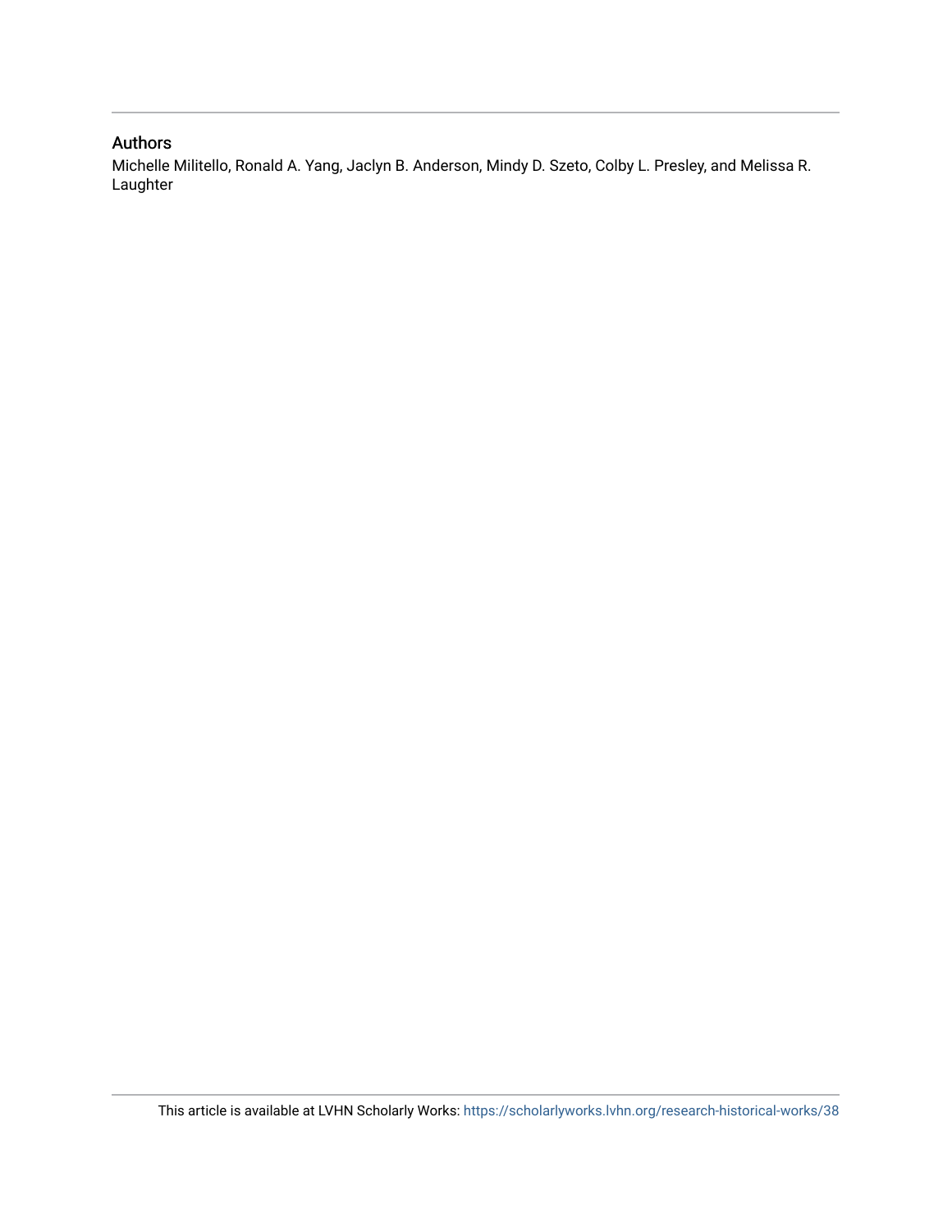## Authors

Michelle Militello, Ronald A. Yang, Jaclyn B. Anderson, Mindy D. Szeto, Colby L. Presley, and Melissa R. Laughter

This article is available at LVHN Scholarly Works: https://scholarlyworks.lvhn.org/research-historical-works/38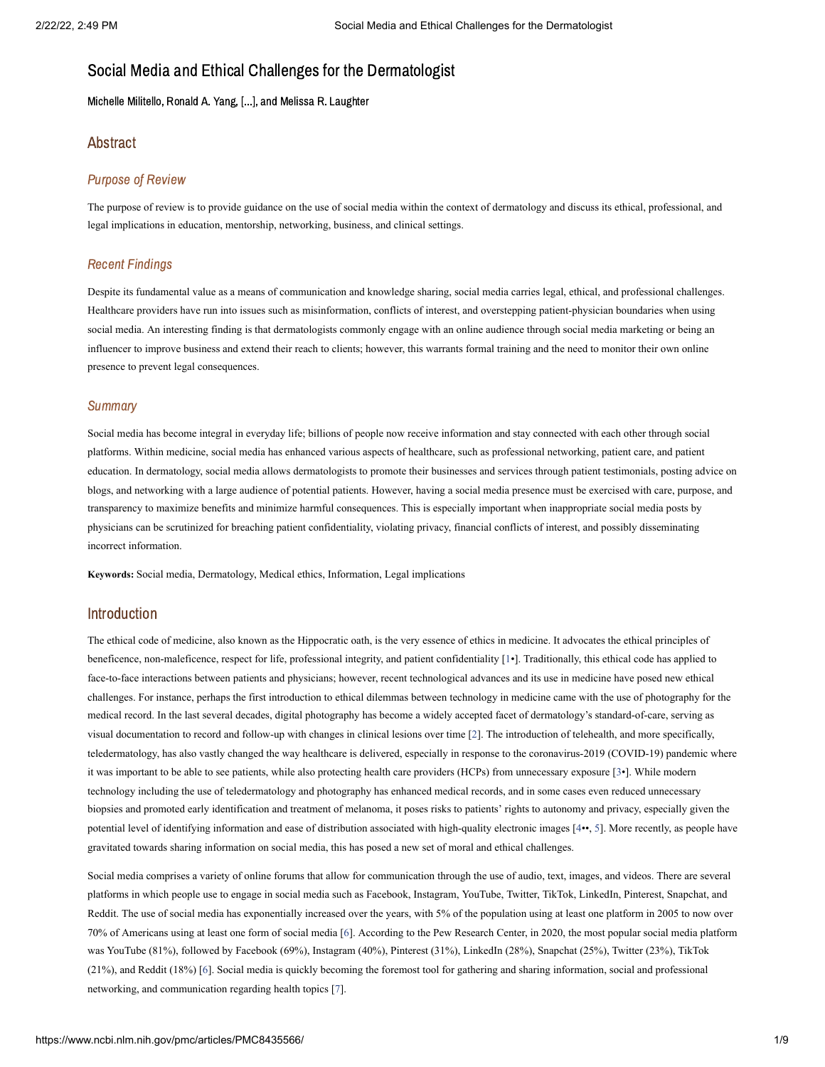# Social Media and Ethical Challenges for the Dermatologist

Michelle Militello, Ronald A. Yang, [...], and Melissa R. Laughter

## Abstract

### *Purpose of Review*

The purpose of review is to provide guidance on the use of social media within the context of dermatology and discuss its ethical, professional, and legal implications in education, mentorship, networking, business, and clinical settings.

### *Recent Findings*

Despite its fundamental value as a means of communication and knowledge sharing, social media carries legal, ethical, and professional challenges. Healthcare providers have run into issues such as misinformation, conflicts of interest, and overstepping patient-physician boundaries when using social media. An interesting finding is that dermatologists commonly engage with an online audience through social media marketing or being an influencer to improve business and extend their reach to clients; however, this warrants formal training and the need to monitor their own online presence to prevent legal consequences.

### *Summary*

Social media has become integral in everyday life; billions of people now receive information and stay connected with each other through social platforms. Within medicine, social media has enhanced various aspects of healthcare, such as professional networking, patient care, and patient education. In dermatology, social media allows dermatologists to promote their businesses and services through patient testimonials, posting advice on blogs, and networking with a large audience of potential patients. However, having a social media presence must be exercised with care, purpose, and transparency to maximize benefits and minimize harmful consequences. This is especially important when inappropriate social media posts by physicians can be scrutinized for breaching patient confidentiality, violating privacy, financial conflicts of interest, and possibly disseminating incorrect information.

**Keywords:** Social media, Dermatology, Medical ethics, Information, Legal implications

## Introduction

The ethical code of medicine, also known as the Hippocratic oath, is the very essence of ethics in medicine. It advocates the ethical principles of beneficence, non-maleficence, respect for life, professional integrity, and patient confidentiality [1•]. Traditionally, this ethical code has applied to face-to-face interactions between patients and physicians; however, recent technological advances and its use in medicine have posed new ethical challenges. For instance, perhaps the first introduction to ethical dilemmas between technology in medicine came with the use of photography for the medical record. In the last several decades, digital photography has become a widely accepted facet of dermatology's standard-of-care, serving as visual documentation to record and follow-up with changes in clinical lesions over time [2]. The introduction of telehealth, and more specifically, teledermatology, has also vastly changed the way healthcare is delivered, especially in response to the coronavirus-2019 (COVID-19) pandemic where it was important to be able to see patients, while also protecting health care providers (HCPs) from unnecessary exposure [3•]. While modern technology including the use of teledermatology and photography has enhanced medical records, and in some cases even reduced unnecessary biopsies and promoted early identification and treatment of melanoma, it poses risks to patients' rights to autonomy and privacy, especially given the potential level of identifying information and ease of distribution associated with high-quality electronic images [4••, 5]. More recently, as people have gravitated towards sharing information on social media, this has posed a new set of moral and ethical challenges.

Social media comprises a variety of online forums that allow for communication through the use of audio, text, images, and videos. There are several platforms in which people use to engage in social media such as Facebook, Instagram, YouTube, Twitter, TikTok, LinkedIn, Pinterest, Snapchat, and Reddit. The use of social media has exponentially increased over the years, with 5% of the population using at least one platform in 2005 to now over 70% of Americans using at least one form of social media [6]. According to the Pew Research Center, in 2020, the most popular social media platform was YouTube (81%), followed by Facebook (69%), Instagram (40%), Pinterest (31%), LinkedIn (28%), Snapchat (25%), Twitter (23%), TikTok (21%), and Reddit (18%) [6]. Social media is quickly becoming the foremost tool for gathering and sharing information, social and professional networking, and communication regarding health topics [7].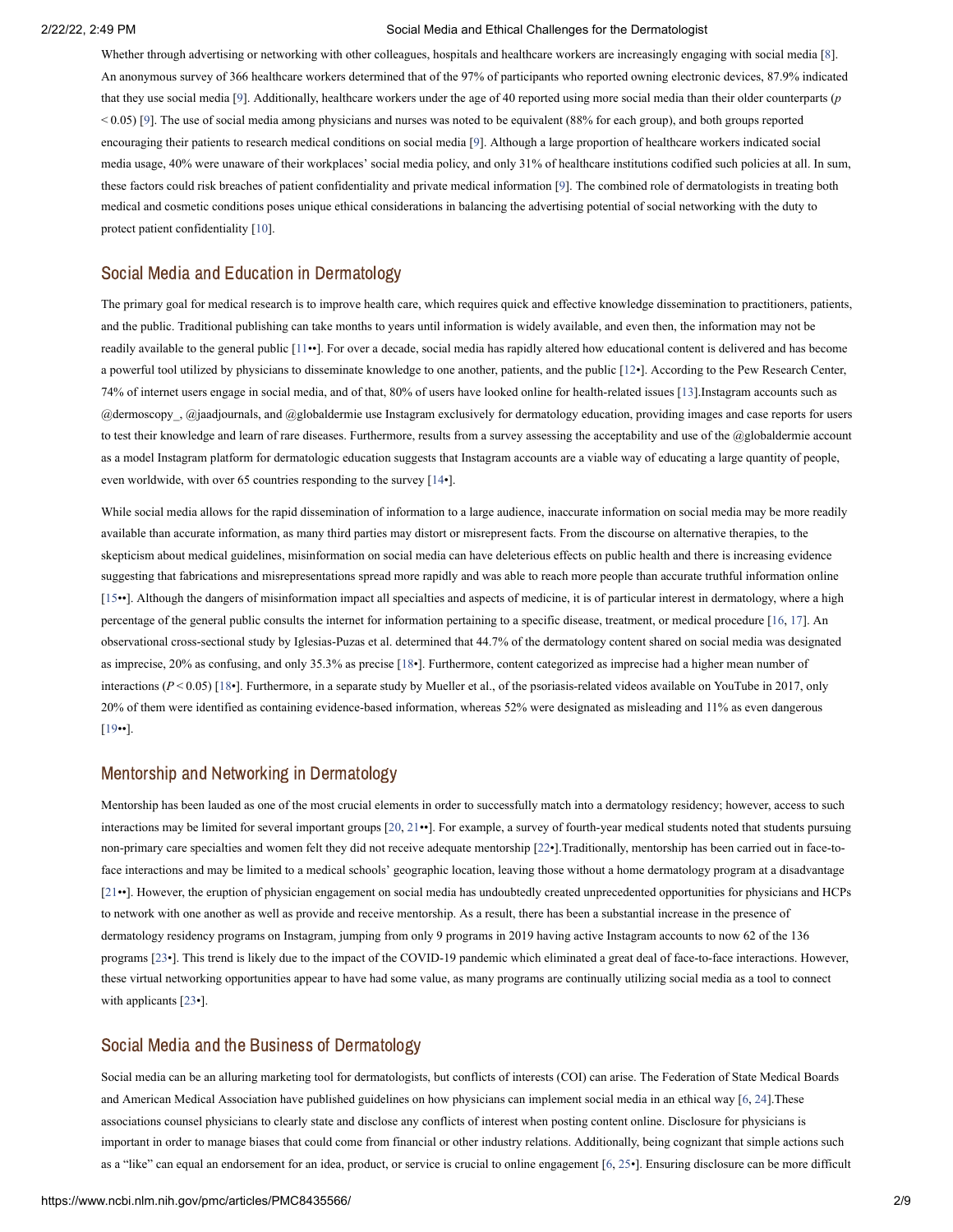Whether through advertising or networking with other colleagues, hospitals and healthcare workers are increasingly engaging with social media [8]. An anonymous survey of 366 healthcare workers determined that of the 97% of participants who reported owning electronic devices, 87.9% indicated that they use social media [9]. Additionally, healthcare workers under the age of 40 reported using more social media than their older counterparts ($p < 0.05$) [9]. The use of social media among physicians and nurses was noted to be equivalent (88% for each group), and both groups reported encouraging their patients to research medical conditions on social media [9]. Although a large proportion of healthcare workers indicated social media usage, 40% were unaware of their workplaces' social media policy, and only 31% of healthcare institutions codified such policies at all. In sum, these factors could risk breaches of patient confidentiality and private medical information [9]. The combined role of dermatologists in treating both medical and cosmetic conditions poses unique ethical considerations in balancing the advertising potential of social networking with the duty to protect patient confidentiality [10].

## Social Media and Education in Dermatology

The primary goal for medical research is to improve health care, which requires quick and effective knowledge dissemination to practitioners, patients, and the public. Traditional publishing can take months to years until information is widely available, and even then, the information may not be readily available to the general public [11••]. For over a decade, social media has rapidly altered how educational content is delivered and has become a powerful tool utilized by physicians to disseminate knowledge to one another, patients, and the public [12•]. According to the Pew Research Center, 74% of internet users engage in social media, and of that, 80% of users have looked online for health-related issues [13].Instagram accounts such as @dermoscopy_, @jaadjournals, and @globaldermie use Instagram exclusively for dermatology education, providing images and case reports for users to test their knowledge and learn of rare diseases. Furthermore, results from a survey assessing the acceptability and use of the @globaldermie account as a model Instagram platform for dermatologic education suggests that Instagram accounts are a viable way of educating a large quantity of people, even worldwide, with over 65 countries responding to the survey [14•].

While social media allows for the rapid dissemination of information to a large audience, inaccurate information on social media may be more readily available than accurate information, as many third parties may distort or misrepresent facts. From the discourse on alternative therapies, to the skepticism about medical guidelines, misinformation on social media can have deleterious effects on public health and there is increasing evidence suggesting that fabrications and misrepresentations spread more rapidly and was able to reach more people than accurate truthful information online [15••]. Although the dangers of misinformation impact all specialties and aspects of medicine, it is of particular interest in dermatology, where a high percentage of the general public consults the internet for information pertaining to a specific disease, treatment, or medical procedure [16, 17]. An observational cross-sectional study by Iglesias-Puzas et al. determined that 44.7% of the dermatology content shared on social media was designated as imprecise, 20% as confusing, and only 35.3% as precise [18•]. Furthermore, content categorized as imprecise had a higher mean number of interactions ($P < 0.05$) [18•]. Furthermore, in a separate study by Mueller et al., of the psoriasis-related videos available on YouTube in 2017, only 20% of them were identified as containing evidence-based information, whereas 52% were designated as misleading and 11% as even dangerous [19••].

## Mentorship and Networking in Dermatology

Mentorship has been lauded as one of the most crucial elements in order to successfully match into a dermatology residency; however, access to such interactions may be limited for several important groups [20, 21••]. For example, a survey of fourth-year medical students noted that students pursuing non-primary care specialties and women felt they did not receive adequate mentorship [22•].Traditionally, mentorship has been carried out in face-to-face interactions and may be limited to a medical schools' geographic location, leaving those without a home dermatology program at a disadvantage [21••]. However, the eruption of physician engagement on social media has undoubtedly created unprecedented opportunities for physicians and HCPs to network with one another as well as provide and receive mentorship. As a result, there has been a substantial increase in the presence of dermatology residency programs on Instagram, jumping from only 9 programs in 2019 having active Instagram accounts to now 62 of the 136 programs [23•]. This trend is likely due to the impact of the COVID-19 pandemic which eliminated a great deal of face-to-face interactions. However, these virtual networking opportunities appear to have had some value, as many programs are continually utilizing social media as a tool to connect with applicants [23•].

## Social Media and the Business of Dermatology

Social media can be an alluring marketing tool for dermatologists, but conflicts of interests (COI) can arise. The Federation of State Medical Boards and American Medical Association have published guidelines on how physicians can implement social media in an ethical way [6, 24].These associations counsel physicians to clearly state and disclose any conflicts of interest when posting content online. Disclosure for physicians is important in order to manage biases that could come from financial or other industry relations. Additionally, being cognizant that simple actions such as a "like" can equal an endorsement for an idea, product, or service is crucial to online engagement [6, 25•]. Ensuring disclosure can be more difficult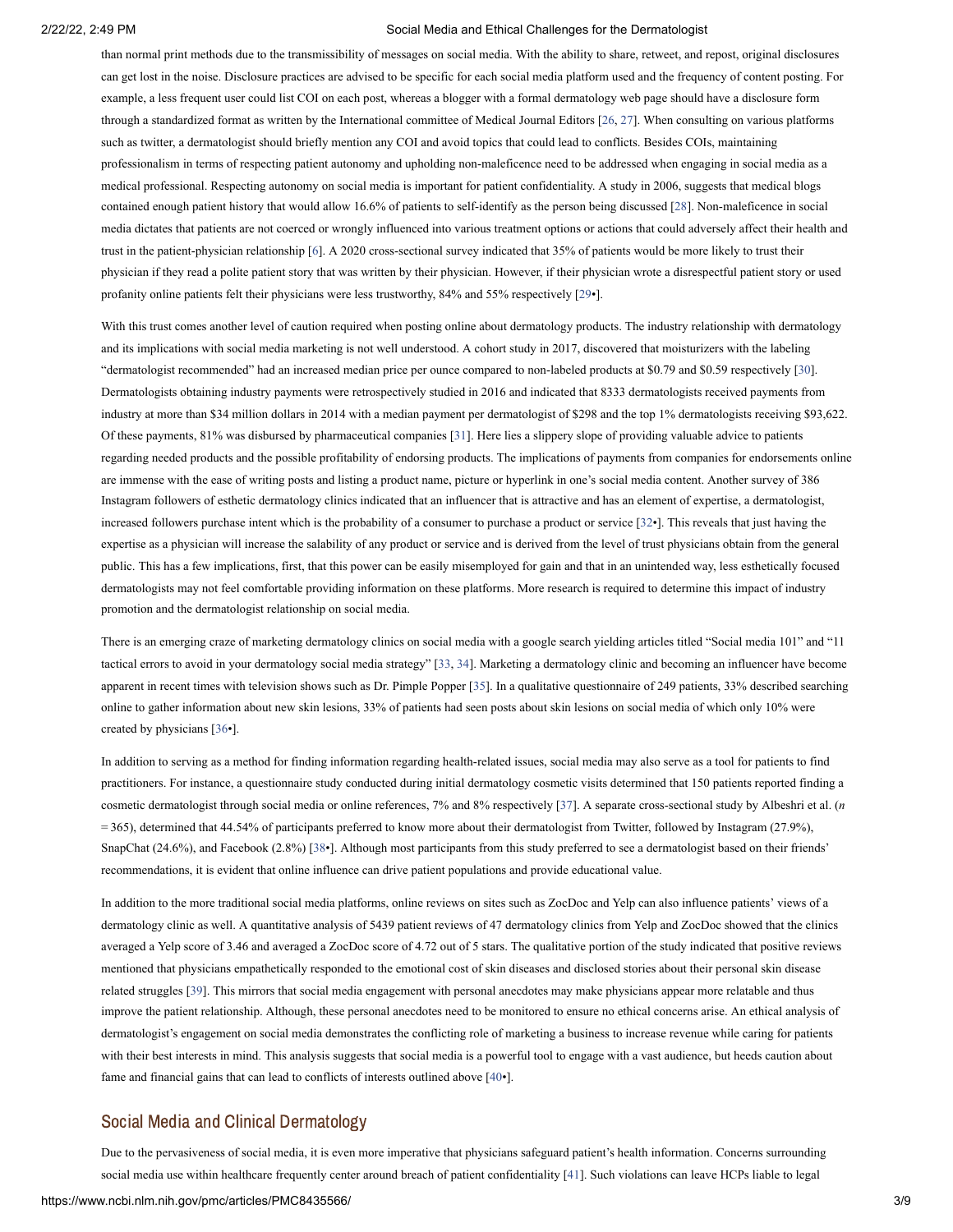than normal print methods due to the transmissibility of messages on social media. With the ability to share, retweet, and repost, original disclosures can get lost in the noise. Disclosure practices are advised to be specific for each social media platform used and the frequency of content posting. For example, a less frequent user could list COI on each post, whereas a blogger with a formal dermatology web page should have a disclosure form through a standardized format as written by the International committee of Medical Journal Editors [26, 27]. When consulting on various platforms such as twitter, a dermatologist should briefly mention any COI and avoid topics that could lead to conflicts. Besides COIs, maintaining professionalism in terms of respecting patient autonomy and upholding non-maleficence need to be addressed when engaging in social media as a medical professional. Respecting autonomy on social media is important for patient confidentiality. A study in 2006, suggests that medical blogs contained enough patient history that would allow 16.6% of patients to self-identify as the person being discussed [28]. Non-maleficence in social media dictates that patients are not coerced or wrongly influenced into various treatment options or actions that could adversely affect their health and trust in the patient-physician relationship [6]. A 2020 cross-sectional survey indicated that 35% of patients would be more likely to trust their physician if they read a polite patient story that was written by their physician. However, if their physician wrote a disrespectful patient story or used profanity online patients felt their physicians were less trustworthy, 84% and 55% respectively [29•].

With this trust comes another level of caution required when posting online about dermatology products. The industry relationship with dermatology and its implications with social media marketing is not well understood. A cohort study in 2017, discovered that moisturizers with the labeling "dermatologist recommended" had an increased median price per ounce compared to non-labeled products at $0.79 and $0.59 respectively [30]. Dermatologists obtaining industry payments were retrospectively studied in 2016 and indicated that 8333 dermatologists received payments from industry at more than $34 million dollars in 2014 with a median payment per dermatologist of $298 and the top 1% dermatologists receiving $93,622. Of these payments, 81% was disbursed by pharmaceutical companies [31]. Here lies a slippery slope of providing valuable advice to patients regarding needed products and the possible profitability of endorsing products. The implications of payments from companies for endorsements online are immense with the ease of writing posts and listing a product name, picture or hyperlink in one's social media content. Another survey of 386 Instagram followers of esthetic dermatology clinics indicated that an influencer that is attractive and has an element of expertise, a dermatologist, increased followers purchase intent which is the probability of a consumer to purchase a product or service [32•]. This reveals that just having the expertise as a physician will increase the salability of any product or service and is derived from the level of trust physicians obtain from the general public. This has a few implications, first, that this power can be easily misemployed for gain and that in an unintended way, less esthetically focused dermatologists may not feel comfortable providing information on these platforms. More research is required to determine this impact of industry promotion and the dermatologist relationship on social media.

There is an emerging craze of marketing dermatology clinics on social media with a google search yielding articles titled "Social media 101" and "11 tactical errors to avoid in your dermatology social media strategy" [33, 34]. Marketing a dermatology clinic and becoming an influencer have become apparent in recent times with television shows such as Dr. Pimple Popper [35]. In a qualitative questionnaire of 249 patients, 33% described searching online to gather information about new skin lesions, 33% of patients had seen posts about skin lesions on social media of which only 10% were created by physicians [36•].

In addition to serving as a method for finding information regarding health-related issues, social media may also serve as a tool for patients to find practitioners. For instance, a questionnaire study conducted during initial dermatology cosmetic visits determined that 150 patients reported finding a cosmetic dermatologist through social media or online references, 7% and 8% respectively [37]. A separate cross-sectional study by Albeshri et al. (*n* = 365), determined that 44.54% of participants preferred to know more about their dermatologist from Twitter, followed by Instagram (27.9%), SnapChat (24.6%), and Facebook (2.8%) [38•]. Although most participants from this study preferred to see a dermatologist based on their friends' recommendations, it is evident that online influence can drive patient populations and provide educational value.

In addition to the more traditional social media platforms, online reviews on sites such as ZocDoc and Yelp can also influence patients' views of a dermatology clinic as well. A quantitative analysis of 5439 patient reviews of 47 dermatology clinics from Yelp and ZocDoc showed that the clinics averaged a Yelp score of 3.46 and averaged a ZocDoc score of 4.72 out of 5 stars. The qualitative portion of the study indicated that positive reviews mentioned that physicians empathetically responded to the emotional cost of skin diseases and disclosed stories about their personal skin disease related struggles [39]. This mirrors that social media engagement with personal anecdotes may make physicians appear more relatable and thus improve the patient relationship. Although, these personal anecdotes need to be monitored to ensure no ethical concerns arise. An ethical analysis of dermatologist's engagement on social media demonstrates the conflicting role of marketing a business to increase revenue while caring for patients with their best interests in mind. This analysis suggests that social media is a powerful tool to engage with a vast audience, but heeds caution about fame and financial gains that can lead to conflicts of interests outlined above [40•].

## Social Media and Clinical Dermatology

Due to the pervasiveness of social media, it is even more imperative that physicians safeguard patient's health information. Concerns surrounding social media use within healthcare frequently center around breach of patient confidentiality [41]. Such violations can leave HCPs liable to legal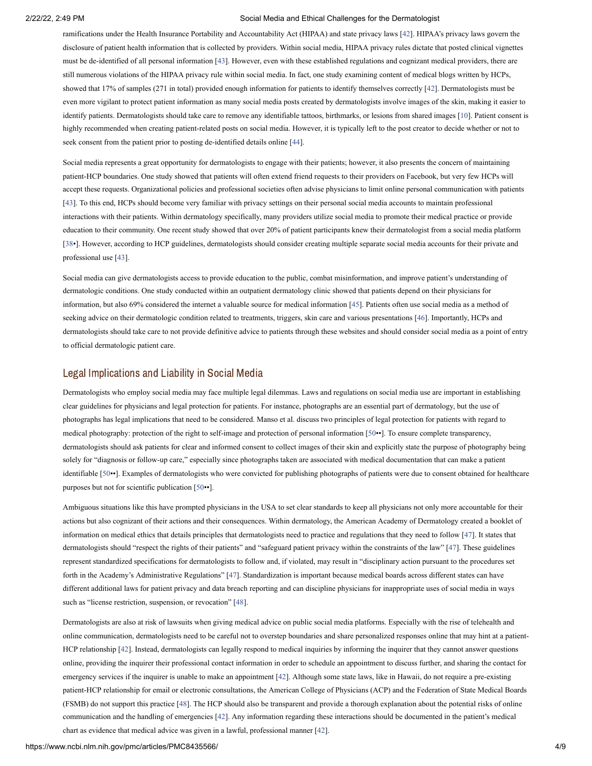ramifications under the Health Insurance Portability and Accountability Act (HIPAA) and state privacy laws [42]. HIPAA's privacy laws govern the disclosure of patient health information that is collected by providers. Within social media, HIPAA privacy rules dictate that posted clinical vignettes must be de-identified of all personal information [43]. However, even with these established regulations and cognizant medical providers, there are still numerous violations of the HIPAA privacy rule within social media. In fact, one study examining content of medical blogs written by HCPs, showed that 17% of samples (271 in total) provided enough information for patients to identify themselves correctly [42]. Dermatologists must be even more vigilant to protect patient information as many social media posts created by dermatologists involve images of the skin, making it easier to identify patients. Dermatologists should take care to remove any identifiable tattoos, birthmarks, or lesions from shared images [10]. Patient consent is highly recommended when creating patient-related posts on social media. However, it is typically left to the post creator to decide whether or not to seek consent from the patient prior to posting de-identified details online [44].

Social media represents a great opportunity for dermatologists to engage with their patients; however, it also presents the concern of maintaining patient-HCP boundaries. One study showed that patients will often extend friend requests to their providers on Facebook, but very few HCPs will accept these requests. Organizational policies and professional societies often advise physicians to limit online personal communication with patients [43]. To this end, HCPs should become very familiar with privacy settings on their personal social media accounts to maintain professional interactions with their patients. Within dermatology specifically, many providers utilize social media to promote their medical practice or provide education to their community. One recent study showed that over 20% of patient participants knew their dermatologist from a social media platform [38•]. However, according to HCP guidelines, dermatologists should consider creating multiple separate social media accounts for their private and professional use [43].

Social media can give dermatologists access to provide education to the public, combat misinformation, and improve patient's understanding of dermatologic conditions. One study conducted within an outpatient dermatology clinic showed that patients depend on their physicians for information, but also 69% considered the internet a valuable source for medical information [45]. Patients often use social media as a method of seeking advice on their dermatologic condition related to treatments, triggers, skin care and various presentations [46]. Importantly, HCPs and dermatologists should take care to not provide definitive advice to patients through these websites and should consider social media as a point of entry to official dermatologic patient care.

## Legal Implications and Liability in Social Media

Dermatologists who employ social media may face multiple legal dilemmas. Laws and regulations on social media use are important in establishing clear guidelines for physicians and legal protection for patients. For instance, photographs are an essential part of dermatology, but the use of photographs has legal implications that need to be considered. Manso et al. discuss two principles of legal protection for patients with regard to medical photography: protection of the right to self-image and protection of personal information [50••]. To ensure complete transparency, dermatologists should ask patients for clear and informed consent to collect images of their skin and explicitly state the purpose of photography being solely for "diagnosis or follow-up care," especially since photographs taken are associated with medical documentation that can make a patient identifiable [50••]. Examples of dermatologists who were convicted for publishing photographs of patients were due to consent obtained for healthcare purposes but not for scientific publication [50••].

Ambiguous situations like this have prompted physicians in the USA to set clear standards to keep all physicians not only more accountable for their actions but also cognizant of their actions and their consequences. Within dermatology, the American Academy of Dermatology created a booklet of information on medical ethics that details principles that dermatologists need to practice and regulations that they need to follow [47]. It states that dermatologists should "respect the rights of their patients" and "safeguard patient privacy within the constraints of the law" [47]. These guidelines represent standardized specifications for dermatologists to follow and, if violated, may result in "disciplinary action pursuant to the procedures set forth in the Academy's Administrative Regulations" [47]. Standardization is important because medical boards across different states can have different additional laws for patient privacy and data breach reporting and can discipline physicians for inappropriate uses of social media in ways such as "license restriction, suspension, or revocation" [48].

Dermatologists are also at risk of lawsuits when giving medical advice on public social media platforms. Especially with the rise of telehealth and online communication, dermatologists need to be careful not to overstep boundaries and share personalized responses online that may hint at a patient-HCP relationship [42]. Instead, dermatologists can legally respond to medical inquiries by informing the inquirer that they cannot answer questions online, providing the inquirer their professional contact information in order to schedule an appointment to discuss further, and sharing the contact for emergency services if the inquirer is unable to make an appointment [42]. Although some state laws, like in Hawaii, do not require a pre-existing patient-HCP relationship for email or electronic consultations, the American College of Physicians (ACP) and the Federation of State Medical Boards (FSMB) do not support this practice [48]. The HCP should also be transparent and provide a thorough explanation about the potential risks of online communication and the handling of emergencies [42]. Any information regarding these interactions should be documented in the patient's medical chart as evidence that medical advice was given in a lawful, professional manner [42].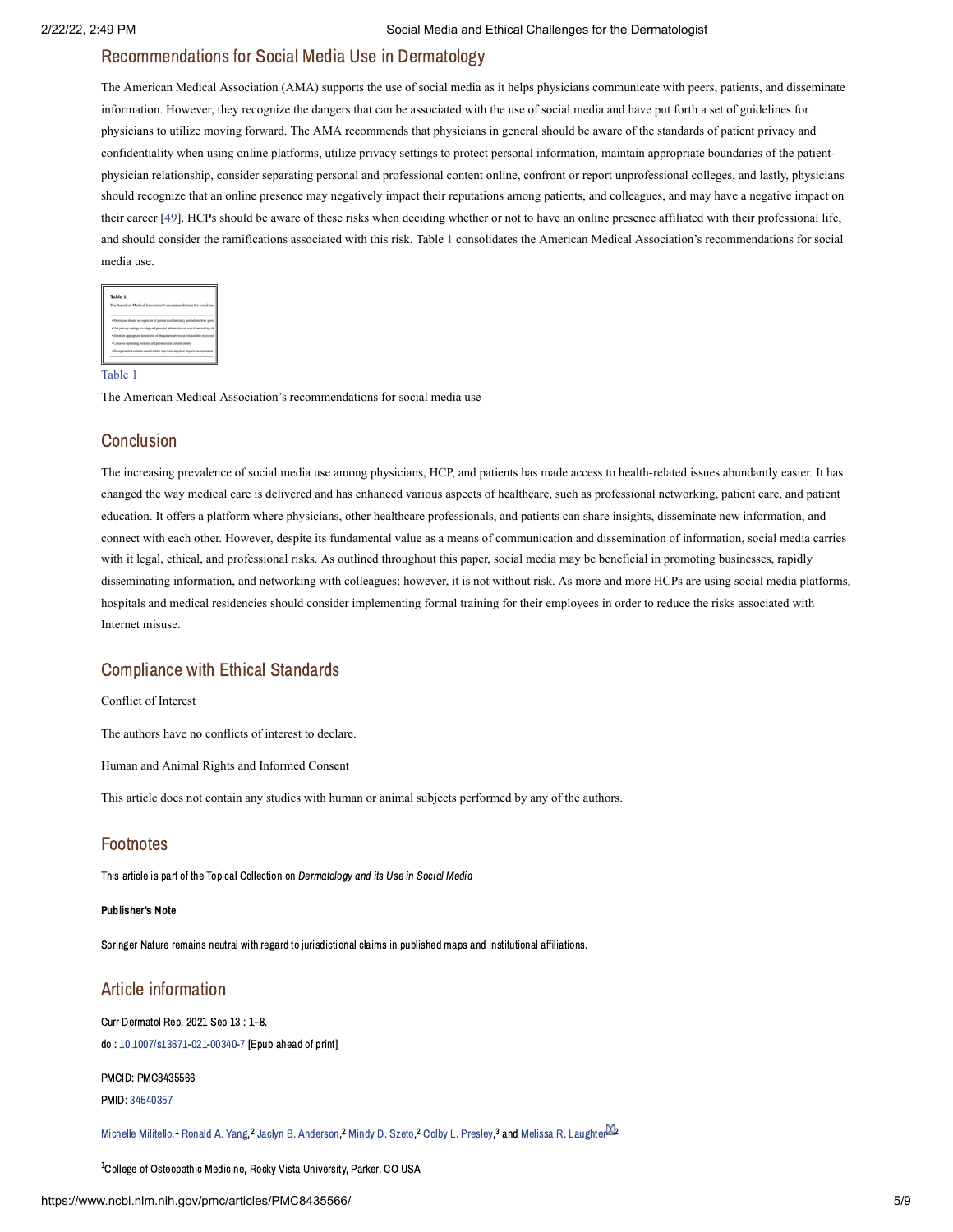## Recommendations for Social Media Use in Dermatology

The American Medical Association (AMA) supports the use of social media as it helps physicians communicate with peers, patients, and disseminate information. However, they recognize the dangers that can be associated with the use of social media and have put forth a set of guidelines for physicians to utilize moving forward. The AMA recommends that physicians in general should be aware of the standards of patient privacy and confidentiality when using online platforms, utilize privacy settings to protect personal information, maintain appropriate boundaries of the patient-physician relationship, consider separating personal and professional content online, confront or report unprofessional colleges, and lastly, physicians should recognize that an online presence may negatively impact their reputations among patients, and colleagues, and may have a negative impact on their career [49]. HCPs should be aware of these risks when deciding whether or not to have an online presence affiliated with their professional life, and should consider the ramifications associated with this risk. Table 1 consolidates the American Medical Association's recommendations for social media use.

Table 1

The American Medical Association's recommendations for social media use

## Conclusion

The increasing prevalence of social media use among physicians, HCP, and patients has made access to health-related issues abundantly easier. It has changed the way medical care is delivered and has enhanced various aspects of healthcare, such as professional networking, patient care, and patient education. It offers a platform where physicians, other healthcare professionals, and patients can share insights, disseminate new information, and connect with each other. However, despite its fundamental value as a means of communication and dissemination of information, social media carries with it legal, ethical, and professional risks. As outlined throughout this paper, social media may be beneficial in promoting businesses, rapidly disseminating information, and networking with colleagues; however, it is not without risk. As more and more HCPs are using social media platforms, hospitals and medical residencies should consider implementing formal training for their employees in order to reduce the risks associated with Internet misuse.

## Compliance with Ethical Standards

Conflict of Interest

The authors have no conflicts of interest to declare.

Human and Animal Rights and Informed Consent

This article does not contain any studies with human or animal subjects performed by any of the authors.

## Footnotes

This article is part of the Topical Collection on *Dermatology and its Use in Social Media*

**Publisher's Note**

Springer Nature remains neutral with regard to jurisdictional claims in published maps and institutional affiliations.

## Article information

Curr Dermatol Rep. 2021 Sep 13 : 1–8.
doi: 10.1007/s13671-021-00340-7 [Epub ahead of print]

PMCID: PMC8435566
PMID: 34540357

Michelle Militello,[1] Ronald A. Yang,[2] Jaclyn B. Anderson,[2] Mindy D. Szeto,[2] Colby L. Presley,[3] and Melissa R. Laughter[2]

[1]College of Osteopathic Medicine, Rocky Vista University, Parker, CO USA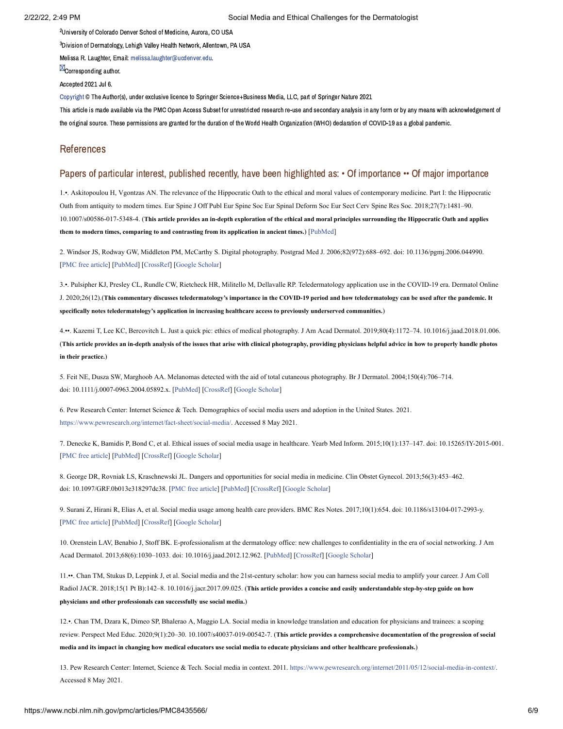[2]University of Colorado Denver School of Medicine, Aurora, CO USA

[3]Division of Dermatology, Lehigh Valley Health Network, Allentown, PA USA

Melissa R. Laughter, Email: melissa.laughter@ucdenver.edu.

Corresponding author.

Accepted 2021 Jul 6.

Copyright © The Author(s), under exclusive licence to Springer Science+Business Media, LLC, part of Springer Nature 2021

This article is made available via the PMC Open Access Subset for unrestricted research re-use and secondary analysis in any form or by any means with acknowledgement of the original source. These permissions are granted for the duration of the World Health Organization (WHO) declaration of COVID-19 as a global pandemic.

## References

### Papers of particular interest, published recently, have been highlighted as: • Of importance •• Of major importance

1.•. Askitopoulou H, Vgontzas AN. The relevance of the Hippocratic Oath to the ethical and moral values of contemporary medicine. Part I: the Hippocratic Oath from antiquity to modern times. Eur Spine J Off Publ Eur Spine Soc Eur Spinal Deform Soc Eur Sect Cerv Spine Res Soc. 2018;27(7):1481–90. 10.1007/s00586-017-5348-4. (**This article provides an in-depth exploration of the ethical and moral principles surrounding the Hippocratic Oath and applies them to modern times, comparing to and contrasting from its application in ancient times.**) [PubMed]

2. Windsor JS, Rodway GW, Middleton PM, McCarthy S. Digital photography. Postgrad Med J. 2006;82(972):688–692. doi: 10.1136/pgmj.2006.044990. [PMC free article] [PubMed] [CrossRef] [Google Scholar]

3.•. Pulsipher KJ, Presley CL, Rundle CW, Rietcheck HR, Militello M, Dellavalle RP. Teledermatology application use in the COVID-19 era. Dermatol Online J. 2020;26(12).(**This commentary discusses teledermatology's importance in the COVID-19 period and how teledermatology can be used after the pandemic. It specifically notes teledermatology's application in increasing healthcare access to previously underserved communities.**)

4.••. Kazemi T, Lee KC, Bercovitch L. Just a quick pic: ethics of medical photography. J Am Acad Dermatol. 2019;80(4):1172–74. 10.1016/j.jaad.2018.01.006. (**This article provides an in-depth analysis of the issues that arise with clinical photography, providing physicians helpful advice in how to properly handle photos in their practice.**)

5. Feit NE, Dusza SW, Marghoob AA. Melanomas detected with the aid of total cutaneous photography. Br J Dermatol. 2004;150(4):706–714. doi: 10.1111/j.0007-0963.2004.05892.x. [PubMed] [CrossRef] [Google Scholar]

6. Pew Research Center: Internet Science & Tech. Demographics of social media users and adoption in the United States. 2021. https://www.pewresearch.org/internet/fact-sheet/social-media/. Accessed 8 May 2021.

7. Denecke K, Bamidis P, Bond C, et al. Ethical issues of social media usage in healthcare. Yearb Med Inform. 2015;10(1):137–147. doi: 10.15265/IY-2015-001. [PMC free article] [PubMed] [CrossRef] [Google Scholar]

8. George DR, Rovniak LS, Kraschnewski JL. Dangers and opportunities for social media in medicine. Clin Obstet Gynecol. 2013;56(3):453–462. doi: 10.1097/GRF.0b013e318297dc38. [PMC free article] [PubMed] [CrossRef] [Google Scholar]

9. Surani Z, Hirani R, Elias A, et al. Social media usage among health care providers. BMC Res Notes. 2017;10(1):654. doi: 10.1186/s13104-017-2993-y. [PMC free article] [PubMed] [CrossRef] [Google Scholar]

10. Orenstein LAV, Benabio J, Stoff BK. E-professionalism at the dermatology office: new challenges to confidentiality in the era of social networking. J Am Acad Dermatol. 2013;68(6):1030–1033. doi: 10.1016/j.jaad.2012.12.962. [PubMed] [CrossRef] [Google Scholar]

11.••. Chan TM, Stukus D, Leppink J, et al. Social media and the 21st-century scholar: how you can harness social media to amplify your career. J Am Coll Radiol JACR. 2018;15(1 Pt B):142–8. 10.1016/j.jacr.2017.09.025. (**This article provides a concise and easily understandable step-by-step guide on how physicians and other professionals can successfully use social media.**)

12.•. Chan TM, Dzara K, Dimeo SP, Bhalerao A, Maggio LA. Social media in knowledge translation and education for physicians and trainees: a scoping review. Perspect Med Educ. 2020;9(1):20–30. 10.1007/s40037-019-00542-7. (**This article provides a comprehensive documentation of the progression of social media and its impact in changing how medical educators use social media to educate physicians and other healthcare professionals.**)

13. Pew Research Center: Internet, Science & Tech. Social media in context. 2011. https://www.pewresearch.org/internet/2011/05/12/social-media-in-context/. Accessed 8 May 2021.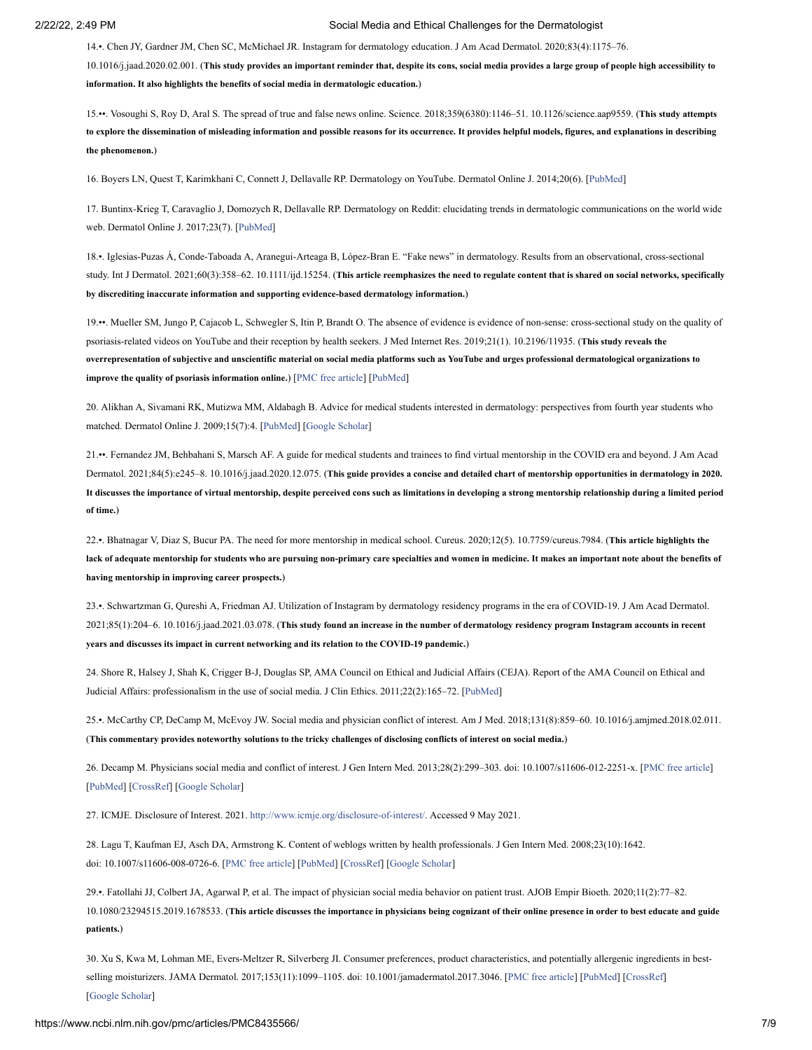14.•. Chen JY, Gardner JM, Chen SC, McMichael JR. Instagram for dermatology education. J Am Acad Dermatol. 2020;83(4):1175–76. 10.1016/j.jaad.2020.02.001. (**This study provides an important reminder that, despite its cons, social media provides a large group of people high accessibility to information. It also highlights the benefits of social media in dermatologic education.**)

15.••. Vosoughi S, Roy D, Aral S. The spread of true and false news online. Science. 2018;359(6380):1146–51. 10.1126/science.aap9559. (**This study attempts to explore the dissemination of misleading information and possible reasons for its occurrence. It provides helpful models, figures, and explanations in describing the phenomenon.**)

16. Boyers LN, Quest T, Karimkhani C, Connett J, Dellavalle RP. Dermatology on YouTube. Dermatol Online J. 2014;20(6). [PubMed]

17. Buntinx-Krieg T, Caravaglio J, Domozych R, Dellavalle RP. Dermatology on Reddit: elucidating trends in dermatologic communications on the world wide web. Dermatol Online J. 2017;23(7). [PubMed]

18.•. Iglesias-Puzas Á, Conde-Taboada A, Aranegui-Arteaga B, López-Bran E. "Fake news" in dermatology. Results from an observational, cross-sectional study. Int J Dermatol. 2021;60(3):358–62. 10.1111/ijd.15254. (**This article reemphasizes the need to regulate content that is shared on social networks, specifically by discrediting inaccurate information and supporting evidence-based dermatology information.**)

19.••. Mueller SM, Jungo P, Cajacob L, Schwegler S, Itin P, Brandt O. The absence of evidence is evidence of non-sense: cross-sectional study on the quality of psoriasis-related videos on YouTube and their reception by health seekers. J Med Internet Res. 2019;21(1). 10.2196/11935. (**This study reveals the overrepresentation of subjective and unscientific material on social media platforms such as YouTube and urges professional dermatological organizations to improve the quality of psoriasis information online.**) [PMC free article] [PubMed]

20. Alikhan A, Sivamani RK, Mutizwa MM, Aldabagh B. Advice for medical students interested in dermatology: perspectives from fourth year students who matched. Dermatol Online J. 2009;15(7):4. [PubMed] [Google Scholar]

21.••. Fernandez JM, Behbahani S, Marsch AF. A guide for medical students and trainees to find virtual mentorship in the COVID era and beyond. J Am Acad Dermatol. 2021;84(5):e245–8. 10.1016/j.jaad.2020.12.075. (**This guide provides a concise and detailed chart of mentorship opportunities in dermatology in 2020. It discusses the importance of virtual mentorship, despite perceived cons such as limitations in developing a strong mentorship relationship during a limited period of time.**)

22.•. Bhatnagar V, Diaz S, Bucur PA. The need for more mentorship in medical school. Cureus. 2020;12(5). 10.7759/cureus.7984. (**This article highlights the lack of adequate mentorship for students who are pursuing non-primary care specialties and women in medicine. It makes an important note about the benefits of having mentorship in improving career prospects.**)

23.•. Schwartzman G, Qureshi A, Friedman AJ. Utilization of Instagram by dermatology residency programs in the era of COVID-19. J Am Acad Dermatol. 2021;85(1):204–6. 10.1016/j.jaad.2021.03.078. (**This study found an increase in the number of dermatology residency program Instagram accounts in recent years and discusses its impact in current networking and its relation to the COVID-19 pandemic.**)

24. Shore R, Halsey J, Shah K, Crigger B-J, Douglas SP, AMA Council on Ethical and Judicial Affairs (CEJA). Report of the AMA Council on Ethical and Judicial Affairs: professionalism in the use of social media. J Clin Ethics. 2011;22(2):165–72. [PubMed]

25.•. McCarthy CP, DeCamp M, McEvoy JW. Social media and physician conflict of interest. Am J Med. 2018;131(8):859–60. 10.1016/j.amjmed.2018.02.011. (**This commentary provides noteworthy solutions to the tricky challenges of disclosing conflicts of interest on social media.**)

26. Decamp M. Physicians social media and conflict of interest. J Gen Intern Med. 2013;28(2):299–303. doi: 10.1007/s11606-012-2251-x. [PMC free article] [PubMed] [CrossRef] [Google Scholar]

27. ICMJE. Disclosure of Interest. 2021. http://www.icmje.org/disclosure-of-interest/. Accessed 9 May 2021.

28. Lagu T, Kaufman EJ, Asch DA, Armstrong K. Content of weblogs written by health professionals. J Gen Intern Med. 2008;23(10):1642. doi: 10.1007/s11606-008-0726-6. [PMC free article] [PubMed] [CrossRef] [Google Scholar]

29.•. Fatollahi JJ, Colbert JA, Agarwal P, et al. The impact of physician social media behavior on patient trust. AJOB Empir Bioeth. 2020;11(2):77–82. 10.1080/23294515.2019.1678533. (**This article discusses the importance in physicians being cognizant of their online presence in order to best educate and guide patients.**)

30. Xu S, Kwa M, Lohman ME, Evers-Meltzer R, Silverberg JI. Consumer preferences, product characteristics, and potentially allergenic ingredients in best-selling moisturizers. JAMA Dermatol. 2017;153(11):1099–1105. doi: 10.1001/jamadermatol.2017.3046. [PMC free article] [PubMed] [CrossRef] [Google Scholar]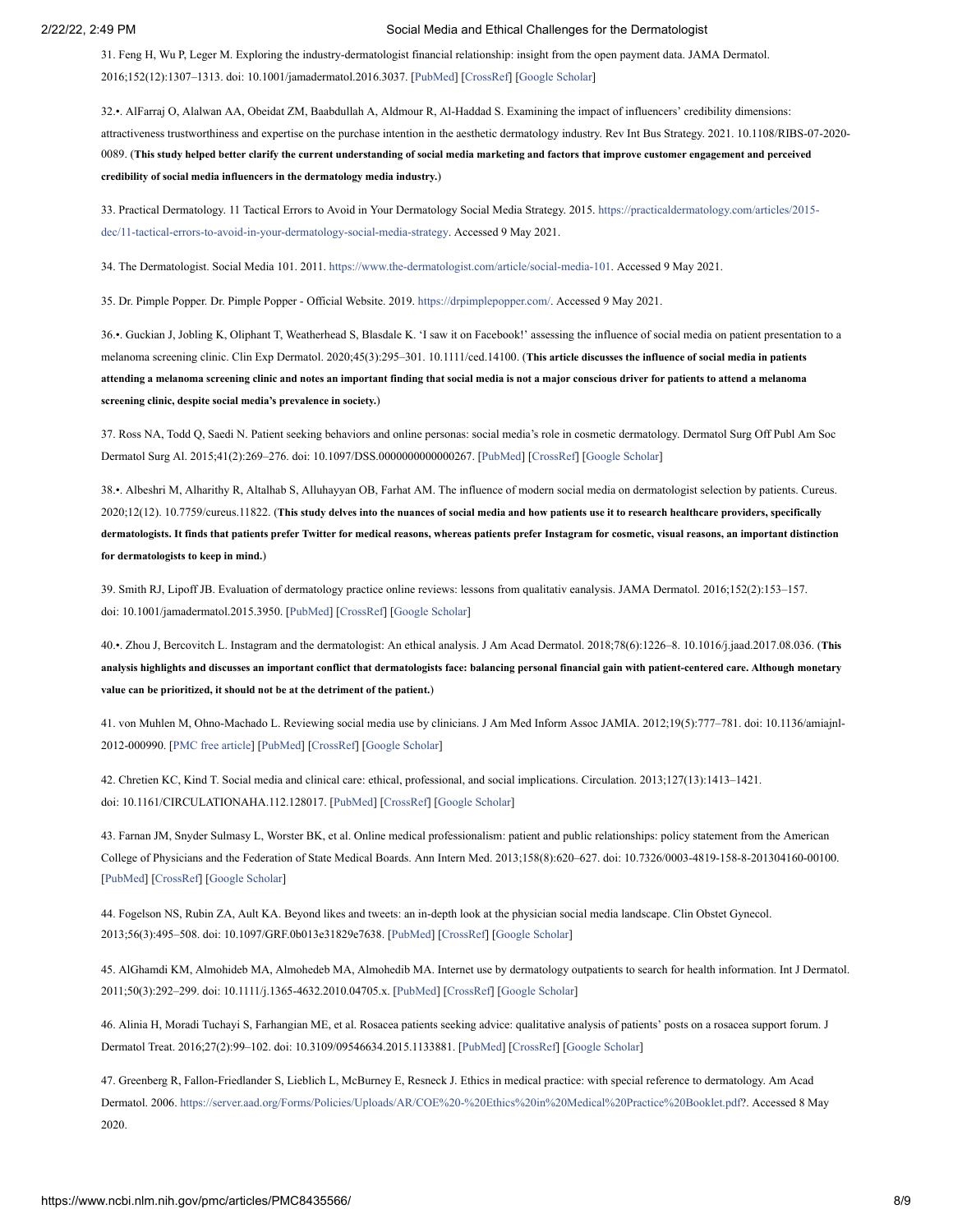31. Feng H, Wu P, Leger M. Exploring the industry-dermatologist financial relationship: insight from the open payment data. JAMA Dermatol. 2016;152(12):1307–1313. doi: 10.1001/jamadermatol.2016.3037. [PubMed] [CrossRef] [Google Scholar]

32.•. AlFarraj O, Alalwan AA, Obeidat ZM, Baabdullah A, Aldmour R, Al-Haddad S. Examining the impact of influencers' credibility dimensions: attractiveness trustworthiness and expertise on the purchase intention in the aesthetic dermatology industry. Rev Int Bus Strategy. 2021. 10.1108/RIBS-07-2020-0089. (**This study helped better clarify the current understanding of social media marketing and factors that improve customer engagement and perceived credibility of social media influencers in the dermatology media industry.**)

33. Practical Dermatology. 11 Tactical Errors to Avoid in Your Dermatology Social Media Strategy. 2015. https://practicaldermatology.com/articles/2015-dec/11-tactical-errors-to-avoid-in-your-dermatology-social-media-strategy. Accessed 9 May 2021.

34. The Dermatologist. Social Media 101. 2011. https://www.the-dermatologist.com/article/social-media-101. Accessed 9 May 2021.

35. Dr. Pimple Popper. Dr. Pimple Popper - Official Website. 2019. https://drpimplepopper.com/. Accessed 9 May 2021.

36.•. Guckian J, Jobling K, Oliphant T, Weatherhead S, Blasdale K. 'I saw it on Facebook!' assessing the influence of social media on patient presentation to a melanoma screening clinic. Clin Exp Dermatol. 2020;45(3):295–301. 10.1111/ced.14100. (**This article discusses the influence of social media in patients attending a melanoma screening clinic and notes an important finding that social media is not a major conscious driver for patients to attend a melanoma screening clinic, despite social media's prevalence in society.**)

37. Ross NA, Todd Q, Saedi N. Patient seeking behaviors and online personas: social media's role in cosmetic dermatology. Dermatol Surg Off Publ Am Soc Dermatol Surg Al. 2015;41(2):269–276. doi: 10.1097/DSS.0000000000000267. [PubMed] [CrossRef] [Google Scholar]

38.•. Albeshri M, Alharithy R, Altalhab S, Alluhayyan OB, Farhat AM. The influence of modern social media on dermatologist selection by patients. Cureus. 2020;12(12). 10.7759/cureus.11822. (**This study delves into the nuances of social media and how patients use it to research healthcare providers, specifically dermatologists. It finds that patients prefer Twitter for medical reasons, whereas patients prefer Instagram for cosmetic, visual reasons, an important distinction for dermatologists to keep in mind.**)

39. Smith RJ, Lipoff JB. Evaluation of dermatology practice online reviews: lessons from qualitativ eanalysis. JAMA Dermatol. 2016;152(2):153–157. doi: 10.1001/jamadermatol.2015.3950. [PubMed] [CrossRef] [Google Scholar]

40.•. Zhou J, Bercovitch L. Instagram and the dermatologist: An ethical analysis. J Am Acad Dermatol. 2018;78(6):1226–8. 10.1016/j.jaad.2017.08.036. (**This analysis highlights and discusses an important conflict that dermatologists face: balancing personal financial gain with patient-centered care. Although monetary value can be prioritized, it should not be at the detriment of the patient.**)

41. von Muhlen M, Ohno-Machado L. Reviewing social media use by clinicians. J Am Med Inform Assoc JAMIA. 2012;19(5):777–781. doi: 10.1136/amiajnl-2012-000990. [PMC free article] [PubMed] [CrossRef] [Google Scholar]

42. Chretien KC, Kind T. Social media and clinical care: ethical, professional, and social implications. Circulation. 2013;127(13):1413–1421. doi: 10.1161/CIRCULATIONAHA.112.128017. [PubMed] [CrossRef] [Google Scholar]

43. Farnan JM, Snyder Sulmasy L, Worster BK, et al. Online medical professionalism: patient and public relationships: policy statement from the American College of Physicians and the Federation of State Medical Boards. Ann Intern Med. 2013;158(8):620–627. doi: 10.7326/0003-4819-158-8-201304160-00100. [PubMed] [CrossRef] [Google Scholar]

44. Fogelson NS, Rubin ZA, Ault KA. Beyond likes and tweets: an in-depth look at the physician social media landscape. Clin Obstet Gynecol. 2013;56(3):495–508. doi: 10.1097/GRF.0b013e31829e7638. [PubMed] [CrossRef] [Google Scholar]

45. AlGhamdi KM, Almohideb MA, Almohedeb MA, Almohedib MA. Internet use by dermatology outpatients to search for health information. Int J Dermatol. 2011;50(3):292–299. doi: 10.1111/j.1365-4632.2010.04705.x. [PubMed] [CrossRef] [Google Scholar]

46. Alinia H, Moradi Tuchayi S, Farhangian ME, et al. Rosacea patients seeking advice: qualitative analysis of patients' posts on a rosacea support forum. J Dermatol Treat. 2016;27(2):99–102. doi: 10.3109/09546634.2015.1133881. [PubMed] [CrossRef] [Google Scholar]

47. Greenberg R, Fallon-Friedlander S, Lieblich L, McBurney E, Resneck J. Ethics in medical practice: with special reference to dermatology. Am Acad Dermatol. 2006. https://server.aad.org/Forms/Policies/Uploads/AR/COE%20-%20Ethics%20in%20Medical%20Practice%20Booklet.pdf?. Accessed 8 May 2020.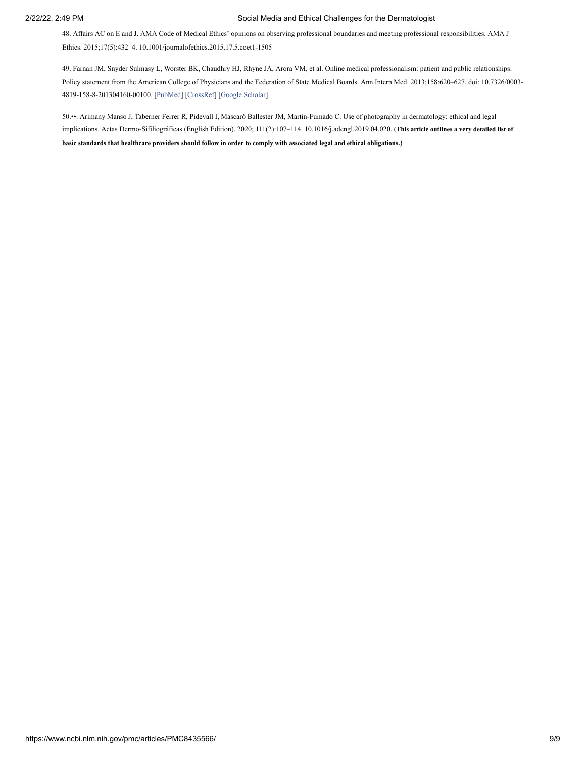48. Affairs AC on E and J. AMA Code of Medical Ethics' opinions on observing professional boundaries and meeting professional responsibilities. AMA J Ethics. 2015;17(5):432–4. 10.1001/journalofethics.2015.17.5.coet1-1505

49. Farnan JM, Snyder Sulmasy L, Worster BK, Chaudhry HJ, Rhyne JA, Arora VM, et al. Online medical professionalism: patient and public relationships: Policy statement from the American College of Physicians and the Federation of State Medical Boards. Ann Intern Med. 2013;158:620–627. doi: 10.7326/0003-4819-158-8-201304160-00100. [PubMed] [CrossRef] [Google Scholar]

50.••. Arimany Manso J, Taberner Ferrer R, Pidevall I, Mascaró Ballester JM, Martin-Fumadó C. Use of photography in dermatology: ethical and legal implications. Actas Dermo-Sifiliográficas (English Edition). 2020; 111(2):107–114. 10.1016/j.adengl.2019.04.020. (**This article outlines a very detailed list of basic standards that healthcare providers should follow in order to comply with associated legal and ethical obligations.**)